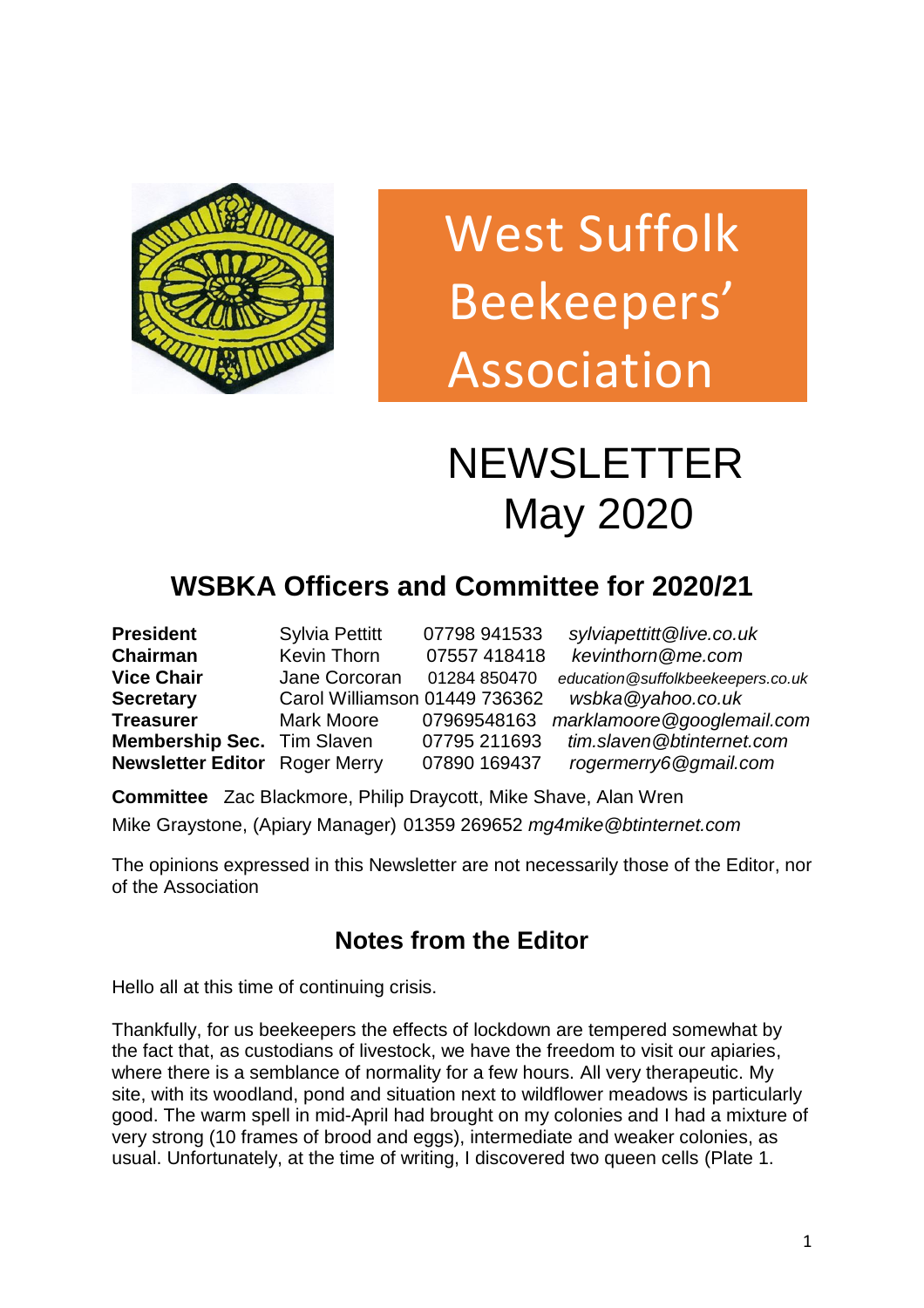# West Suffolk Beekeepers' Association

# NEWSLETTER
# May 2020

## WSBKA Officers and Committee for 2020/21

| | | | |
|---|---|---|---|
| **President** | Sylvia Pettitt | 07798 941533 | *sylviapettitt@live.co.uk* |
| **Chairman** | Kevin Thorn | 07557 418418 | *kevinthorn@me.com* |
| **Vice Chair** | Jane Corcoran | 01284 850470 | *education@suffolkbeekeepers.co.uk* |
| **Secretary** | Carol Williamson | 01449 736362 | *wsbka@yahoo.co.uk* |
| **Treasurer** | Mark Moore | 07969548163 | *marklamoore@googlemail.com* |
| **Membership Sec.** | Tim Slaven | 07795 211693 | *tim.slaven@btinternet.com* |
| **Newsletter Editor** | Roger Merry | 07890 169437 | *rogermerry6@gmail.com* |

**Committee** Zac Blackmore, Philip Draycott, Mike Shave, Alan Wren

Mike Graystone, (Apiary Manager) 01359 269652 *mg4mike@btinternet.com*

The opinions expressed in this Newsletter are not necessarily those of the Editor, nor of the Association

## Notes from the Editor

Hello all at this time of continuing crisis.

Thankfully, for us beekeepers the effects of lockdown are tempered somewhat by the fact that, as custodians of livestock, we have the freedom to visit our apiaries, where there is a semblance of normality for a few hours. All very therapeutic. My site, with its woodland, pond and situation next to wildflower meadows is particularly good. The warm spell in mid-April had brought on my colonies and I had a mixture of very strong (10 frames of brood and eggs), intermediate and weaker colonies, as usual. Unfortunately, at the time of writing, I discovered two queen cells (Plate 1.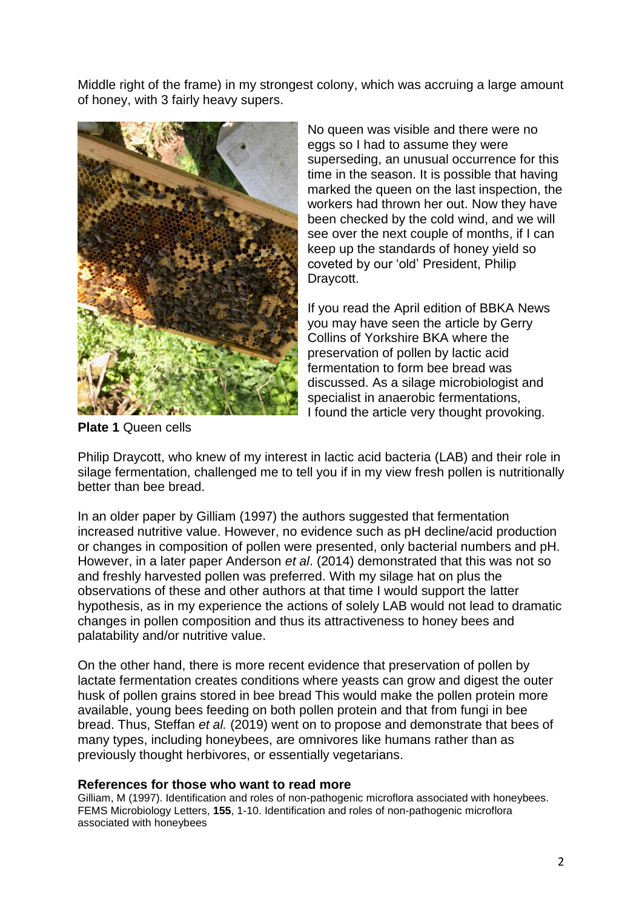Middle right of the frame) in my strongest colony, which was accruing a large amount of honey, with 3 fairly heavy supers.

No queen was visible and there were no eggs so I had to assume they were superseding, an unusual occurrence for this time in the season. It is possible that having marked the queen on the last inspection, the workers had thrown her out. Now they have been checked by the cold wind, and we will see over the next couple of months, if I can keep up the standards of honey yield so coveted by our 'old' President, Philip Draycott.

**Plate 1** Queen cells

If you read the April edition of BBKA News you may have seen the article by Gerry Collins of Yorkshire BKA where the preservation of pollen by lactic acid fermentation to form bee bread was discussed. As a silage microbiologist and specialist in anaerobic fermentations, I found the article very thought provoking.

Philip Draycott, who knew of my interest in lactic acid bacteria (LAB) and their role in silage fermentation, challenged me to tell you if in my view fresh pollen is nutritionally better than bee bread.

In an older paper by Gilliam (1997) the authors suggested that fermentation increased nutritive value. However, no evidence such as pH decline/acid production or changes in composition of pollen were presented, only bacterial numbers and pH. However, in a later paper Anderson *et al*. (2014) demonstrated that this was not so and freshly harvested pollen was preferred. With my silage hat on plus the observations of these and other authors at that time I would support the latter hypothesis, as in my experience the actions of solely LAB would not lead to dramatic changes in pollen composition and thus its attractiveness to honey bees and palatability and/or nutritive value.

On the other hand, there is more recent evidence that preservation of pollen by lactate fermentation creates conditions where yeasts can grow and digest the outer husk of pollen grains stored in bee bread This would make the pollen protein more available, young bees feeding on both pollen protein and that from fungi in bee bread. Thus, Steffan *et al.* (2019) went on to propose and demonstrate that bees of many types, including honeybees, are omnivores like humans rather than as previously thought herbivores, or essentially vegetarians.

**References for those who want to read more**

Gilliam, M (1997). Identification and roles of non-pathogenic microflora associated with honeybees. FEMS Microbiology Letters, **155**, 1-10. Identification and roles of non-pathogenic microflora associated with honeybees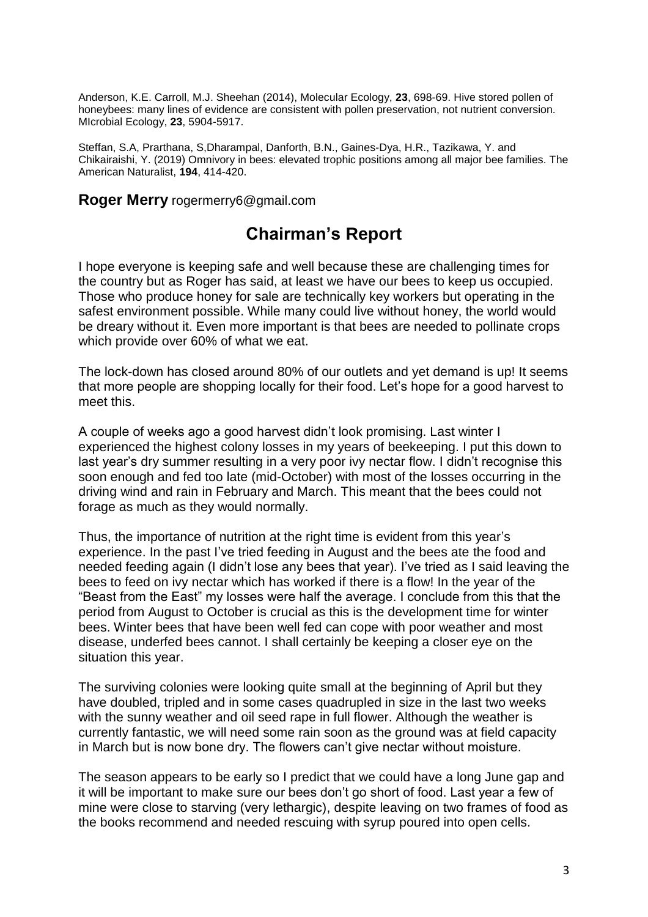Anderson, K.E. Carroll, M.J. Sheehan (2014), Molecular Ecology, **23**, 698-69. Hive stored pollen of honeybees: many lines of evidence are consistent with pollen preservation, not nutrient conversion. MIcrobial Ecology, **23**, 5904-5917.

Steffan, S.A, Prarthana, S,Dharampal, Danforth, B.N., Gaines-Dya, H.R., Tazikawa, Y. and Chikairaishi, Y. (2019) Omnivory in bees: elevated trophic positions among all major bee families. The American Naturalist, **194**, 414-420.

**Roger Merry** rogermerry6@gmail.com

## Chairman's Report

I hope everyone is keeping safe and well because these are challenging times for the country but as Roger has said, at least we have our bees to keep us occupied. Those who produce honey for sale are technically key workers but operating in the safest environment possible. While many could live without honey, the world would be dreary without it. Even more important is that bees are needed to pollinate crops which provide over 60% of what we eat.

The lock-down has closed around 80% of our outlets and yet demand is up! It seems that more people are shopping locally for their food. Let's hope for a good harvest to meet this.

A couple of weeks ago a good harvest didn't look promising. Last winter I experienced the highest colony losses in my years of beekeeping. I put this down to last year's dry summer resulting in a very poor ivy nectar flow. I didn't recognise this soon enough and fed too late (mid-October) with most of the losses occurring in the driving wind and rain in February and March. This meant that the bees could not forage as much as they would normally.

Thus, the importance of nutrition at the right time is evident from this year's experience. In the past I've tried feeding in August and the bees ate the food and needed feeding again (I didn't lose any bees that year). I've tried as I said leaving the bees to feed on ivy nectar which has worked if there is a flow! In the year of the "Beast from the East" my losses were half the average. I conclude from this that the period from August to October is crucial as this is the development time for winter bees. Winter bees that have been well fed can cope with poor weather and most disease, underfed bees cannot. I shall certainly be keeping a closer eye on the situation this year.

The surviving colonies were looking quite small at the beginning of April but they have doubled, tripled and in some cases quadrupled in size in the last two weeks with the sunny weather and oil seed rape in full flower. Although the weather is currently fantastic, we will need some rain soon as the ground was at field capacity in March but is now bone dry. The flowers can't give nectar without moisture.

The season appears to be early so I predict that we could have a long June gap and it will be important to make sure our bees don't go short of food. Last year a few of mine were close to starving (very lethargic), despite leaving on two frames of food as the books recommend and needed rescuing with syrup poured into open cells.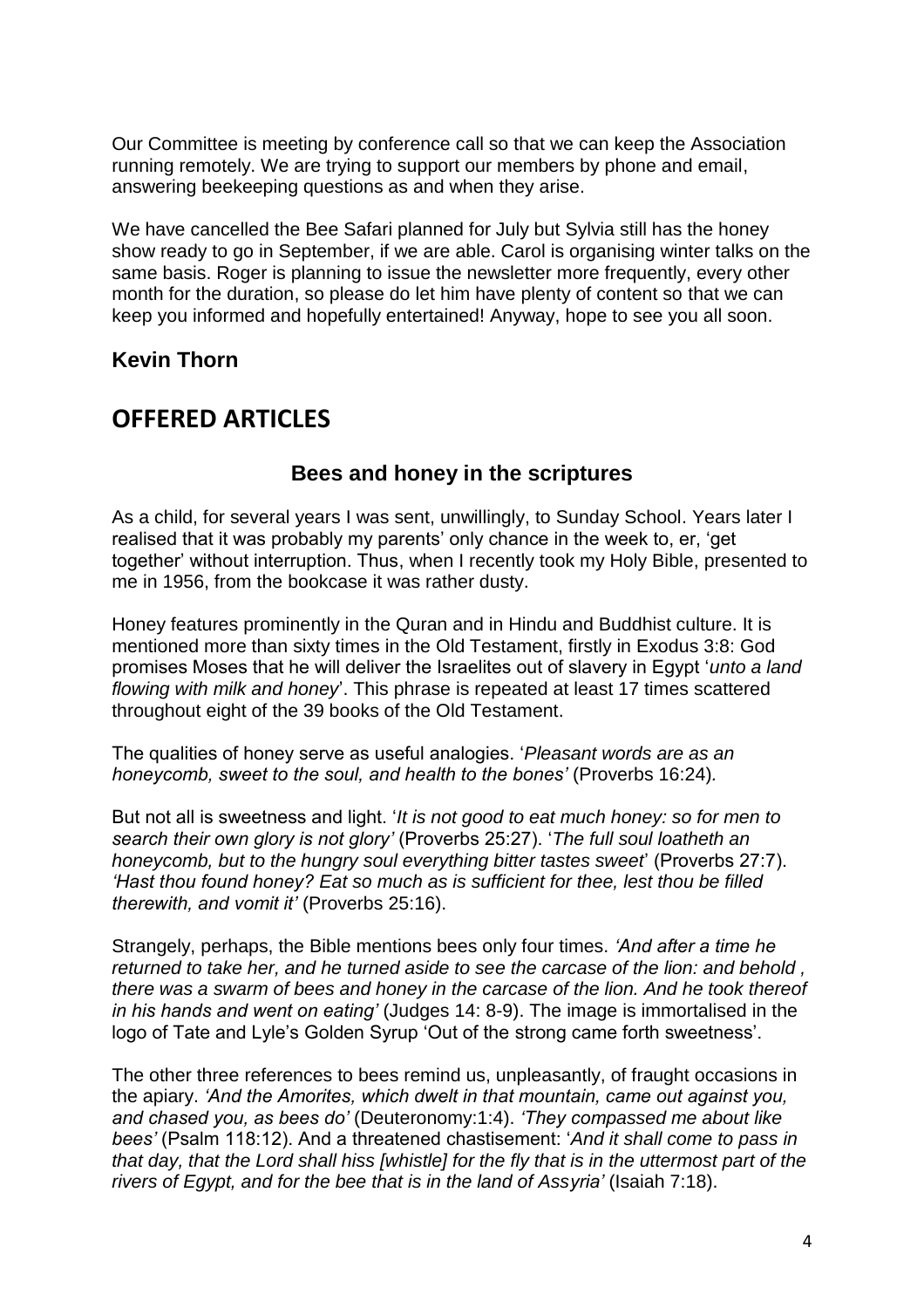Our Committee is meeting by conference call so that we can keep the Association running remotely. We are trying to support our members by phone and email, answering beekeeping questions as and when they arise.

We have cancelled the Bee Safari planned for July but Sylvia still has the honey show ready to go in September, if we are able. Carol is organising winter talks on the same basis. Roger is planning to issue the newsletter more frequently, every other month for the duration, so please do let him have plenty of content so that we can keep you informed and hopefully entertained! Anyway, hope to see you all soon.

**Kevin Thorn**

# OFFERED ARTICLES

### Bees and honey in the scriptures

As a child, for several years I was sent, unwillingly, to Sunday School. Years later I realised that it was probably my parents' only chance in the week to, er, 'get together' without interruption. Thus, when I recently took my Holy Bible, presented to me in 1956, from the bookcase it was rather dusty.

Honey features prominently in the Quran and in Hindu and Buddhist culture. It is mentioned more than sixty times in the Old Testament, firstly in Exodus 3:8: God promises Moses that he will deliver the Israelites out of slavery in Egypt '*unto a land flowing with milk and honey*'. This phrase is repeated at least 17 times scattered throughout eight of the 39 books of the Old Testament.

The qualities of honey serve as useful analogies. '*Pleasant words are as an honeycomb, sweet to the soul, and health to the bones'* (Proverbs 16:24).

But not all is sweetness and light. '*It is not good to eat much honey: so for men to search their own glory is not glory'* (Proverbs 25:27). '*The full soul loatheth an honeycomb, but to the hungry soul everything bitter tastes sweet*' (Proverbs 27:7). *'Hast thou found honey? Eat so much as is sufficient for thee, lest thou be filled therewith, and vomit it'* (Proverbs 25:16).

Strangely, perhaps, the Bible mentions bees only four times. *'And after a time he returned to take her, and he turned aside to see the carcase of the lion: and behold , there was a swarm of bees and honey in the carcase of the lion. And he took thereof in his hands and went on eating'* (Judges 14: 8-9). The image is immortalised in the logo of Tate and Lyle's Golden Syrup 'Out of the strong came forth sweetness'.

The other three references to bees remind us, unpleasantly, of fraught occasions in the apiary. *'And the Amorites, which dwelt in that mountain, came out against you, and chased you, as bees do'* (Deuteronomy:1:4). *'They compassed me about like bees'* (Psalm 118:12). And a threatened chastisement: '*And it shall come to pass in that day, that the Lord shall hiss [whistle] for the fly that is in the uttermost part of the rivers of Egypt, and for the bee that is in the land of Assyria'* (Isaiah 7:18).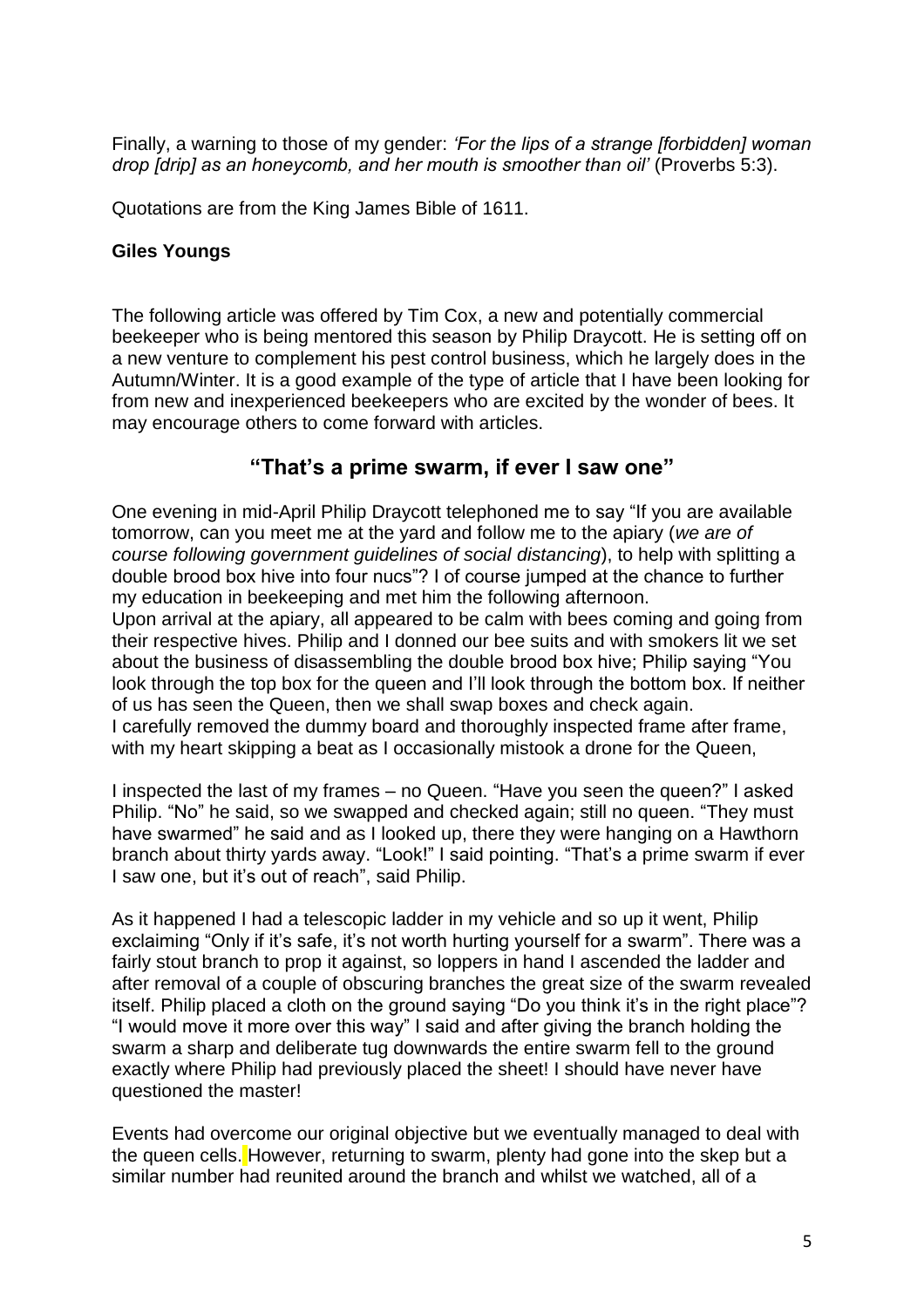Finally, a warning to those of my gender: *'For the lips of a strange [forbidden] woman drop [drip] as an honeycomb, and her mouth is smoother than oil'* (Proverbs 5:3).

Quotations are from the King James Bible of 1611.

**Giles Youngs**

The following article was offered by Tim Cox, a new and potentially commercial beekeeper who is being mentored this season by Philip Draycott. He is setting off on a new venture to complement his pest control business, which he largely does in the Autumn/Winter. It is a good example of the type of article that I have been looking for from new and inexperienced beekeepers who are excited by the wonder of bees. It may encourage others to come forward with articles.

## "That's a prime swarm, if ever I saw one"

One evening in mid-April Philip Draycott telephoned me to say "If you are available tomorrow, can you meet me at the yard and follow me to the apiary (*we are of course following government guidelines of social distancing*), to help with splitting a double brood box hive into four nucs"? I of course jumped at the chance to further my education in beekeeping and met him the following afternoon.
Upon arrival at the apiary, all appeared to be calm with bees coming and going from their respective hives. Philip and I donned our bee suits and with smokers lit we set about the business of disassembling the double brood box hive; Philip saying "You look through the top box for the queen and I'll look through the bottom box. If neither of us has seen the Queen, then we shall swap boxes and check again.
I carefully removed the dummy board and thoroughly inspected frame after frame, with my heart skipping a beat as I occasionally mistook a drone for the Queen,

I inspected the last of my frames – no Queen. "Have you seen the queen?" I asked Philip. "No" he said, so we swapped and checked again; still no queen. "They must have swarmed" he said and as I looked up, there they were hanging on a Hawthorn branch about thirty yards away. "Look!" I said pointing. "That's a prime swarm if ever I saw one, but it's out of reach", said Philip.

As it happened I had a telescopic ladder in my vehicle and so up it went, Philip exclaiming "Only if it's safe, it's not worth hurting yourself for a swarm". There was a fairly stout branch to prop it against, so loppers in hand I ascended the ladder and after removal of a couple of obscuring branches the great size of the swarm revealed itself. Philip placed a cloth on the ground saying "Do you think it's in the right place"? "I would move it more over this way" I said and after giving the branch holding the swarm a sharp and deliberate tug downwards the entire swarm fell to the ground exactly where Philip had previously placed the sheet! I should have never have questioned the master!

Events had overcome our original objective but we eventually managed to deal with the queen cells. However, returning to swarm, plenty had gone into the skep but a similar number had reunited around the branch and whilst we watched, all of a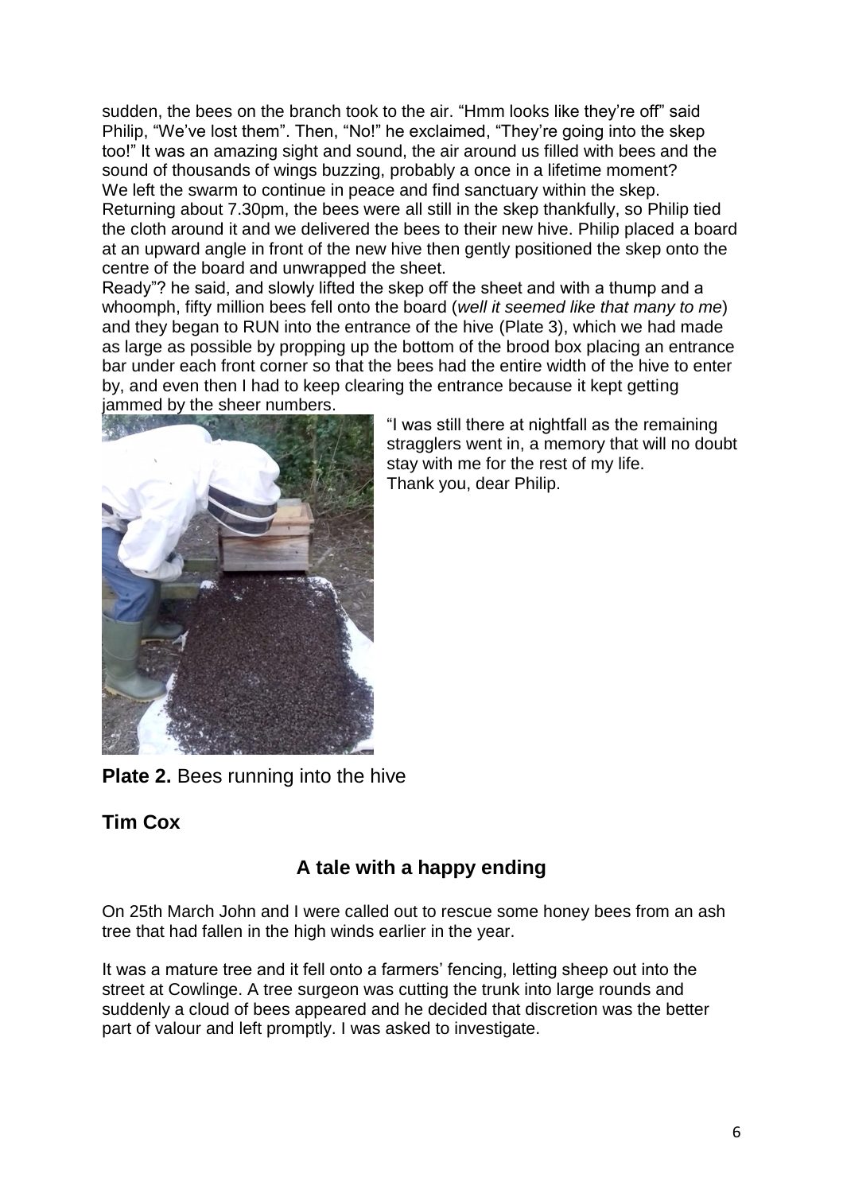sudden, the bees on the branch took to the air. "Hmm looks like they're off" said Philip, "We've lost them". Then, "No!" he exclaimed, "They're going into the skep too!" It was an amazing sight and sound, the air around us filled with bees and the sound of thousands of wings buzzing, probably a once in a lifetime moment?
We left the swarm to continue in peace and find sanctuary within the skep.
Returning about 7.30pm, the bees were all still in the skep thankfully, so Philip tied the cloth around it and we delivered the bees to their new hive. Philip placed a board at an upward angle in front of the new hive then gently positioned the skep onto the centre of the board and unwrapped the sheet.
Ready"? he said, and slowly lifted the skep off the sheet and with a thump and a whoomph, fifty million bees fell onto the board (*well it seemed like that many to me*) and they began to RUN into the entrance of the hive (Plate 3), which we had made as large as possible by propping up the bottom of the brood box placing an entrance bar under each front corner so that the bees had the entire width of the hive to enter by, and even then I had to keep clearing the entrance because it kept getting jammed by the sheer numbers.

"I was still there at nightfall as the remaining stragglers went in, a memory that will no doubt stay with me for the rest of my life.
Thank you, dear Philip.

**Plate 2.** Bees running into the hive

**Tim Cox**

## A tale with a happy ending

On 25th March John and I were called out to rescue some honey bees from an ash tree that had fallen in the high winds earlier in the year.

It was a mature tree and it fell onto a farmers' fencing, letting sheep out into the street at Cowlinge. A tree surgeon was cutting the trunk into large rounds and suddenly a cloud of bees appeared and he decided that discretion was the better part of valour and left promptly. I was asked to investigate.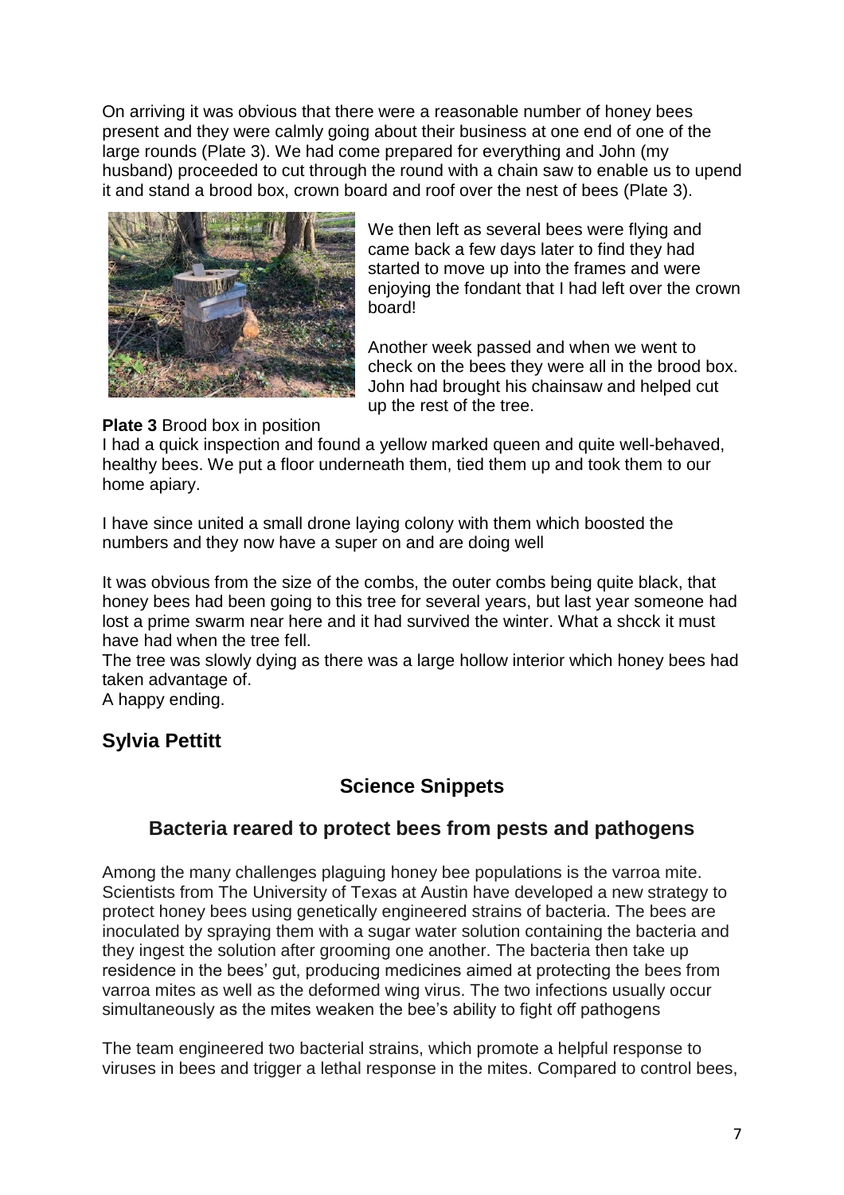On arriving it was obvious that there were a reasonable number of honey bees present and they were calmly going about their business at one end of one of the large rounds (Plate 3). We had come prepared for everything and John (my husband) proceeded to cut through the round with a chain saw to enable us to upend it and stand a brood box, crown board and roof over the nest of bees (Plate 3).

We then left as several bees were flying and came back a few days later to find they had started to move up into the frames and were enjoying the fondant that I had left over the crown board!

Another week passed and when we went to check on the bees they were all in the brood box. John had brought his chainsaw and helped cut up the rest of the tree.

**Plate 3** Brood box in position

I had a quick inspection and found a yellow marked queen and quite well-behaved, healthy bees. We put a floor underneath them, tied them up and took them to our home apiary.

I have since united a small drone laying colony with them which boosted the numbers and they now have a super on and are doing well

It was obvious from the size of the combs, the outer combs being quite black, that honey bees had been going to this tree for several years, but last year someone had lost a prime swarm near here and it had survived the winter. What a shcck it must have had when the tree fell.

The tree was slowly dying as there was a large hollow interior which honey bees had taken advantage of.

A happy ending.

## Sylvia Pettitt

## Science Snippets

### Bacteria reared to protect bees from pests and pathogens

Among the many challenges plaguing honey bee populations is the varroa mite. Scientists from The University of Texas at Austin have developed a new strategy to protect honey bees using genetically engineered strains of bacteria. The bees are inoculated by spraying them with a sugar water solution containing the bacteria and they ingest the solution after grooming one another. The bacteria then take up residence in the bees' gut, producing medicines aimed at protecting the bees from varroa mites as well as the deformed wing virus. The two infections usually occur simultaneously as the mites weaken the bee's ability to fight off pathogens

The team engineered two bacterial strains, which promote a helpful response to viruses in bees and trigger a lethal response in the mites. Compared to control bees,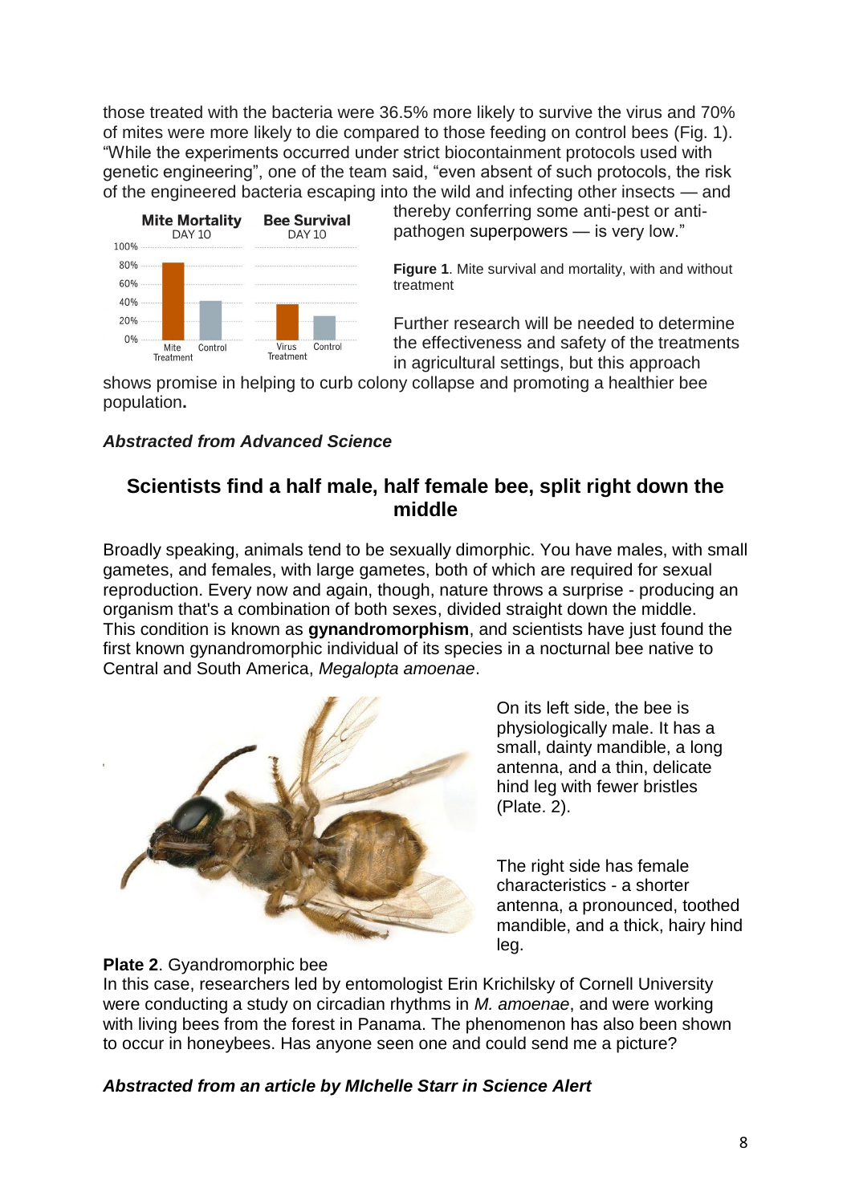those treated with the bacteria were 36.5% more likely to survive the virus and 70% of mites were more likely to die compared to those feeding on control bees (Fig. 1). "While the experiments occurred under strict biocontainment protocols used with genetic engineering", one of the team said, "even absent of such protocols, the risk of the engineered bacteria escaping into the wild and infecting other insects — and thereby conferring some anti-pest or anti-pathogen superpowers — is very low."

**Figure 1**. Mite survival and mortality, with and without treatment

Further research will be needed to determine the effectiveness and safety of the treatments in agricultural settings, but this approach shows promise in helping to curb colony collapse and promoting a healthier bee population**.**

***Abstracted from Advanced Science***

## Scientists find a half male, half female bee, split right down the middle

Broadly speaking, animals tend to be sexually dimorphic. You have males, with small gametes, and females, with large gametes, both of which are required for sexual reproduction. Every now and again, though, nature throws a surprise - producing an organism that's a combination of both sexes, divided straight down the middle. This condition is known as **gynandromorphism**, and scientists have just found the first known gynandromorphic individual of its species in a nocturnal bee native to Central and South America, *Megalopta amoenae*.

On its left side, the bee is physiologically male. It has a small, dainty mandible, a long antenna, and a thin, delicate hind leg with fewer bristles (Plate. 2).

The right side has female characteristics - a shorter antenna, a pronounced, toothed mandible, and a thick, hairy hind leg.

**Plate 2**. Gyandromorphic bee

In this case, researchers led by entomologist Erin Krichilsky of Cornell University were conducting a study on circadian rhythms in *M. amoenae*, and were working with living bees from the forest in Panama. The phenomenon has also been shown to occur in honeybees. Has anyone seen one and could send me a picture?

***Abstracted from an article by MIchelle Starr in Science Alert***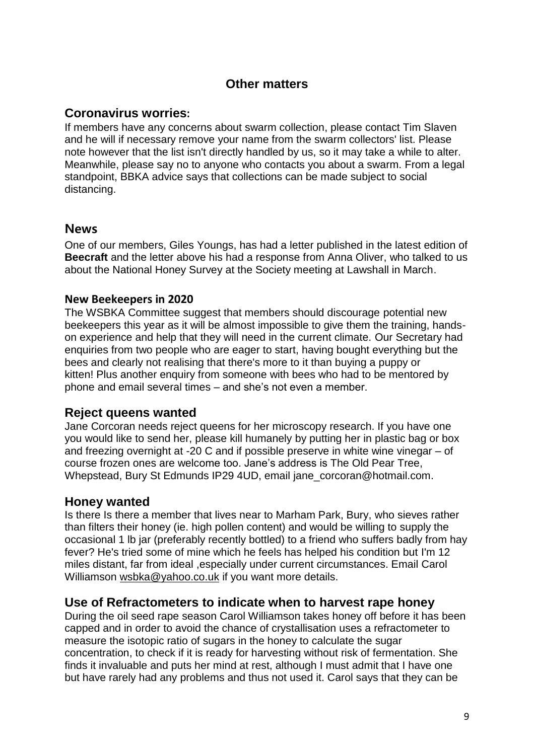## Other matters

### Coronavirus worries:

If members have any concerns about swarm collection, please contact Tim Slaven and he will if necessary remove your name from the swarm collectors' list. Please note however that the list isn't directly handled by us, so it may take a while to alter. Meanwhile, please say no to anyone who contacts you about a swarm. From a legal standpoint, BBKA advice says that collections can be made subject to social distancing.

### News

One of our members, Giles Youngs, has had a letter published in the latest edition of **Beecraft** and the letter above his had a response from Anna Oliver, who talked to us about the National Honey Survey at the Society meeting at Lawshall in March.

#### New Beekeepers in 2020

The WSBKA Committee suggest that members should discourage potential new beekeepers this year as it will be almost impossible to give them the training, hands-on experience and help that they will need in the current climate. Our Secretary had enquiries from two people who are eager to start, having bought everything but the bees and clearly not realising that there's more to it than buying a puppy or kitten! Plus another enquiry from someone with bees who had to be mentored by phone and email several times – and she's not even a member.

### Reject queens wanted

Jane Corcoran needs reject queens for her microscopy research. If you have one you would like to send her, please kill humanely by putting her in plastic bag or box and freezing overnight at -20 C and if possible preserve in white wine vinegar – of course frozen ones are welcome too. Jane's address is The Old Pear Tree, Whepstead, Bury St Edmunds IP29 4UD, email jane_corcoran@hotmail.com.

### Honey wanted

Is there Is there a member that lives near to Marham Park, Bury, who sieves rather than filters their honey (ie. high pollen content) and would be willing to supply the occasional 1 lb jar (preferably recently bottled) to a friend who suffers badly from hay fever? He's tried some of mine which he feels has helped his condition but I'm 12 miles distant, far from ideal ,especially under current circumstances. Email Carol Williamson wsbka@yahoo.co.uk if you want more details.

### Use of Refractometers to indicate when to harvest rape honey

During the oil seed rape season Carol Williamson takes honey off before it has been capped and in order to avoid the chance of crystallisation uses a refractometer to measure the isotopic ratio of sugars in the honey to calculate the sugar concentration, to check if it is ready for harvesting without risk of fermentation. She finds it invaluable and puts her mind at rest, although I must admit that I have one but have rarely had any problems and thus not used it. Carol says that they can be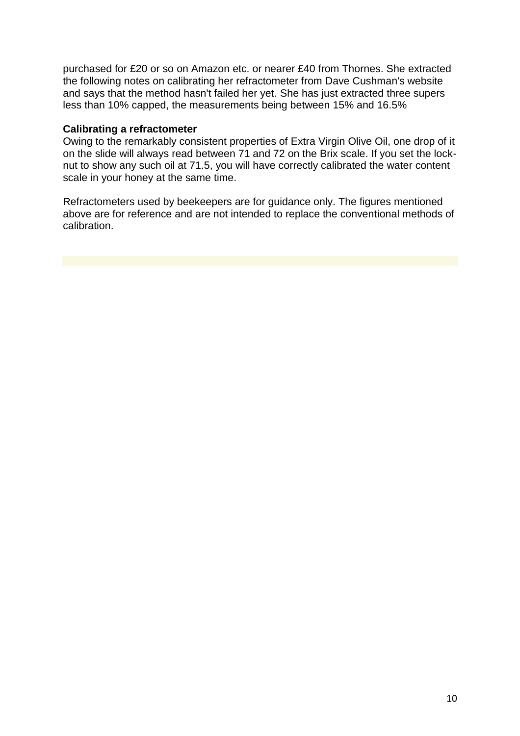purchased for £20 or so on Amazon etc. or nearer £40 from Thornes. She extracted the following notes on calibrating her refractometer from Dave Cushman's website and says that the method hasn't failed her yet. She has just extracted three supers less than 10% capped, the measurements being between 15% and 16.5%

**Calibrating a refractometer**

Owing to the remarkably consistent properties of Extra Virgin Olive Oil, one drop of it on the slide will always read between 71 and 72 on the Brix scale. If you set the lock-nut to show any such oil at 71.5, you will have correctly calibrated the water content scale in your honey at the same time.

Refractometers used by beekeepers are for guidance only. The figures mentioned above are for reference and are not intended to replace the conventional methods of calibration.